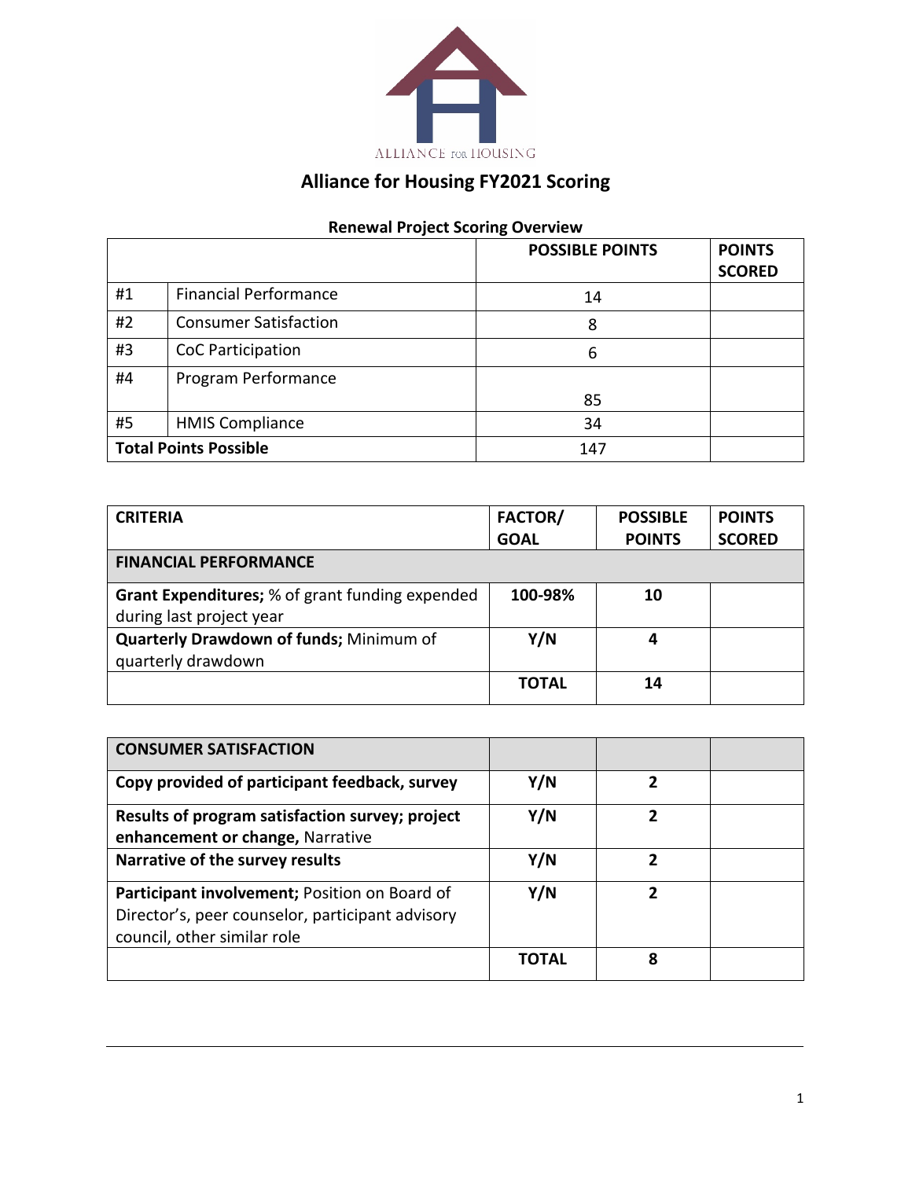ALLIANCE FOR HOUSING

# Alliance for Housing FY2021 Scoring

## Renewal Project Scoring Overview

| | | POSSIBLE POINTS | POINTS SCORED |
|---|---|---|---|
| #1 | Financial Performance | 14 | |
| #2 | Consumer Satisfaction | 8 | |
| #3 | CoC Participation | 6 | |
| #4 | Program Performance | 85 | |
| #5 | HMIS Compliance | 34 | |
| **Total Points Possible** | | 147 | |

| CRITERIA | FACTOR/ GOAL | POSSIBLE POINTS | POINTS SCORED |
|---|---|---|---|
| **FINANCIAL PERFORMANCE** | | | |
| **Grant Expenditures;** % of grant funding expended during last project year | **100-98%** | **10** | |
| **Quarterly Drawdown of funds;** Minimum of quarterly drawdown | **Y/N** | **4** | |
| | **TOTAL** | **14** | |

| **CONSUMER SATISFACTION** | | | |
|---|---|---|---|
| **Copy provided of participant feedback, survey** | **Y/N** | **2** | |
| **Results of program satisfaction survey; project enhancement or change,** Narrative | **Y/N** | **2** | |
| **Narrative of the survey results** | **Y/N** | **2** | |
| **Participant involvement;** Position on Board of Director's, peer counselor, participant advisory council, other similar role | **Y/N** | **2** | |
| | **TOTAL** | **8** | |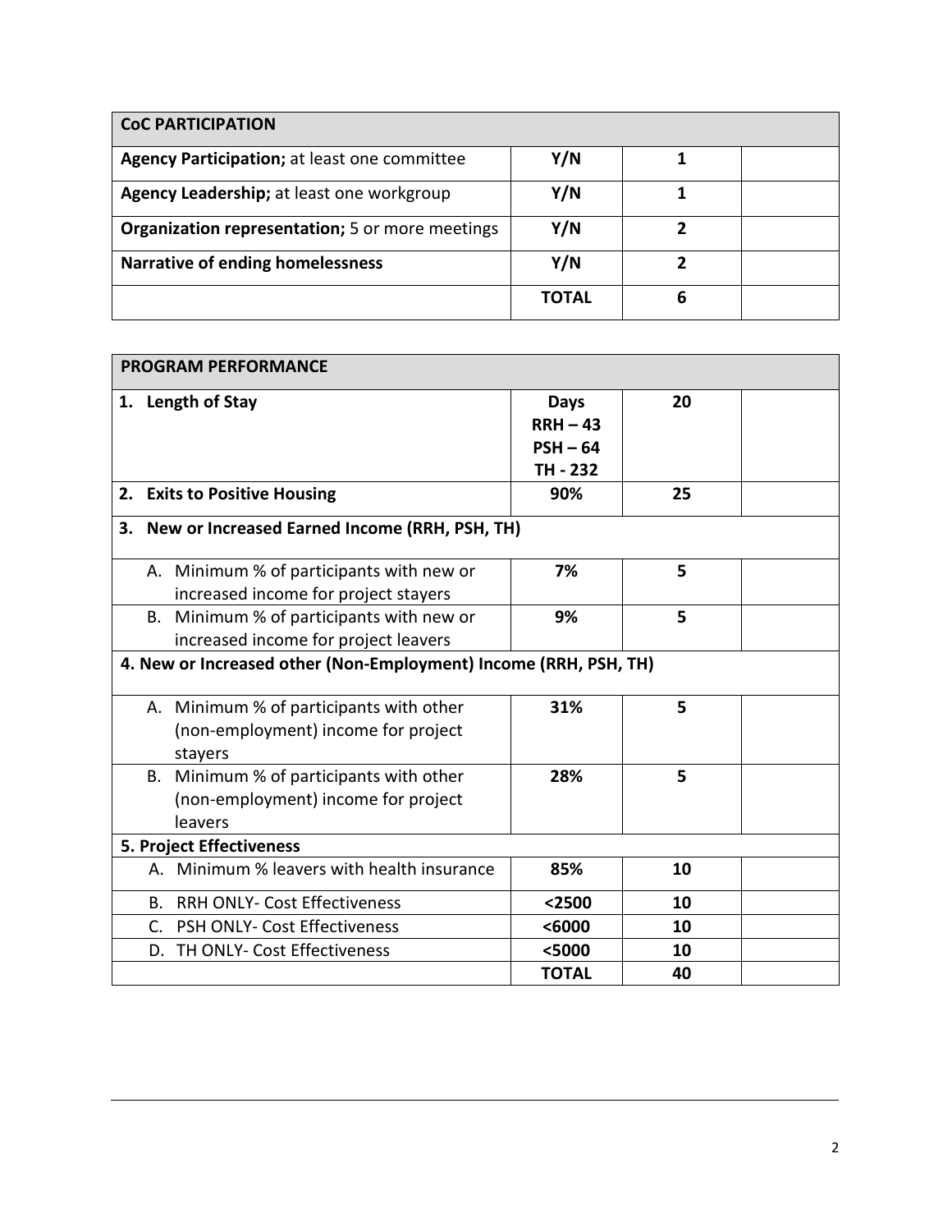| **CoC PARTICIPATION** | | | |
|---|---|---|---|
| **Agency Participation;** at least one committee | **Y/N** | **1** | |
| **Agency Leadership;** at least one workgroup | **Y/N** | **1** | |
| **Organization representation;** 5 or more meetings | **Y/N** | **2** | |
| **Narrative of ending homelessness** | **Y/N** | **2** | |
| | **TOTAL** | **6** | |

| **PROGRAM PERFORMANCE** | | | |
|---|---|---|---|
| **1. Length of Stay** | **Days**<br>**RRH – 43**<br>**PSH – 64**<br>**TH - 232** | **20** | |
| **2. Exits to Positive Housing** | **90%** | **25** | |
| **3. New or Increased Earned Income (RRH, PSH, TH)** | | | |
| A. Minimum % of participants with new or increased income for project stayers | **7%** | **5** | |
| B. Minimum % of participants with new or increased income for project leavers | **9%** | **5** | |
| **4. New or Increased other (Non-Employment) Income (RRH, PSH, TH)** | | | |
| A. Minimum % of participants with other (non-employment) income for project stayers | **31%** | **5** | |
| B. Minimum % of participants with other (non-employment) income for project leavers | **28%** | **5** | |
| **5. Project Effectiveness** | | | |
| A. Minimum % leavers with health insurance | **85%** | **10** | |
| B. RRH ONLY- Cost Effectiveness | **<2500** | **10** | |
| C. PSH ONLY- Cost Effectiveness | **<6000** | **10** | |
| D. TH ONLY- Cost Effectiveness | **<5000** | **10** | |
| | **TOTAL** | **40** | |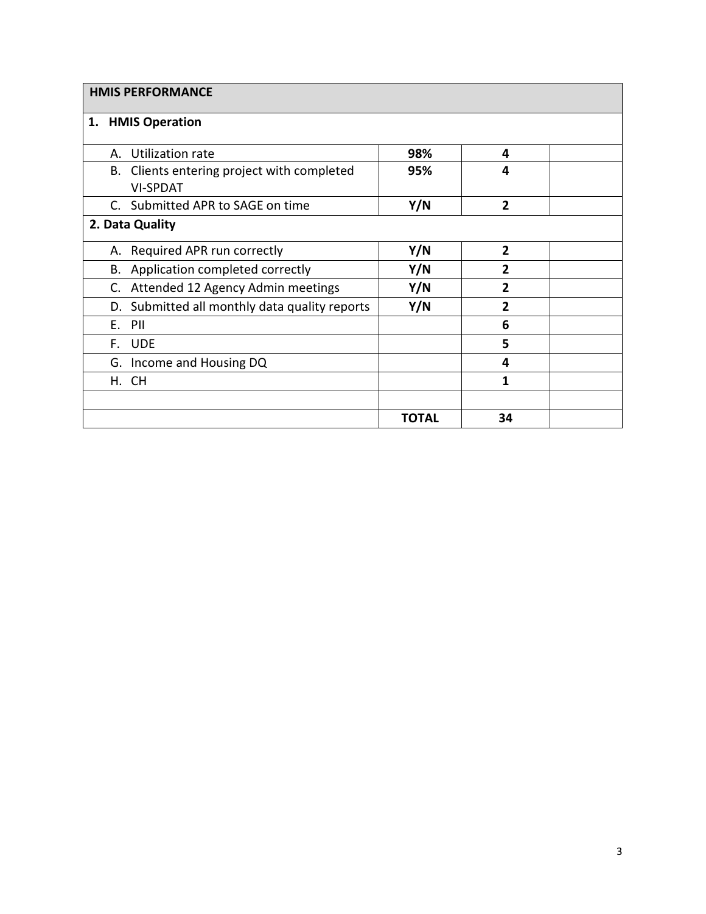| HMIS PERFORMANCE | | | |
|---|---|---|---|
| **1. HMIS Operation** | | | |
| A. Utilization rate | **98%** | **4** | |
| B. Clients entering project with completed VI-SPDAT | **95%** | **4** | |
| C. Submitted APR to SAGE on time | **Y/N** | **2** | |
| **2. Data Quality** | | | |
| A. Required APR run correctly | **Y/N** | **2** | |
| B. Application completed correctly | **Y/N** | **2** | |
| C. Attended 12 Agency Admin meetings | **Y/N** | **2** | |
| D. Submitted all monthly data quality reports | **Y/N** | **2** | |
| E. PII | | **6** | |
| F. UDE | | **5** | |
| G. Income and Housing DQ | | **4** | |
| H. CH | | **1** | |
| | | | |
| | **TOTAL** | **34** | |